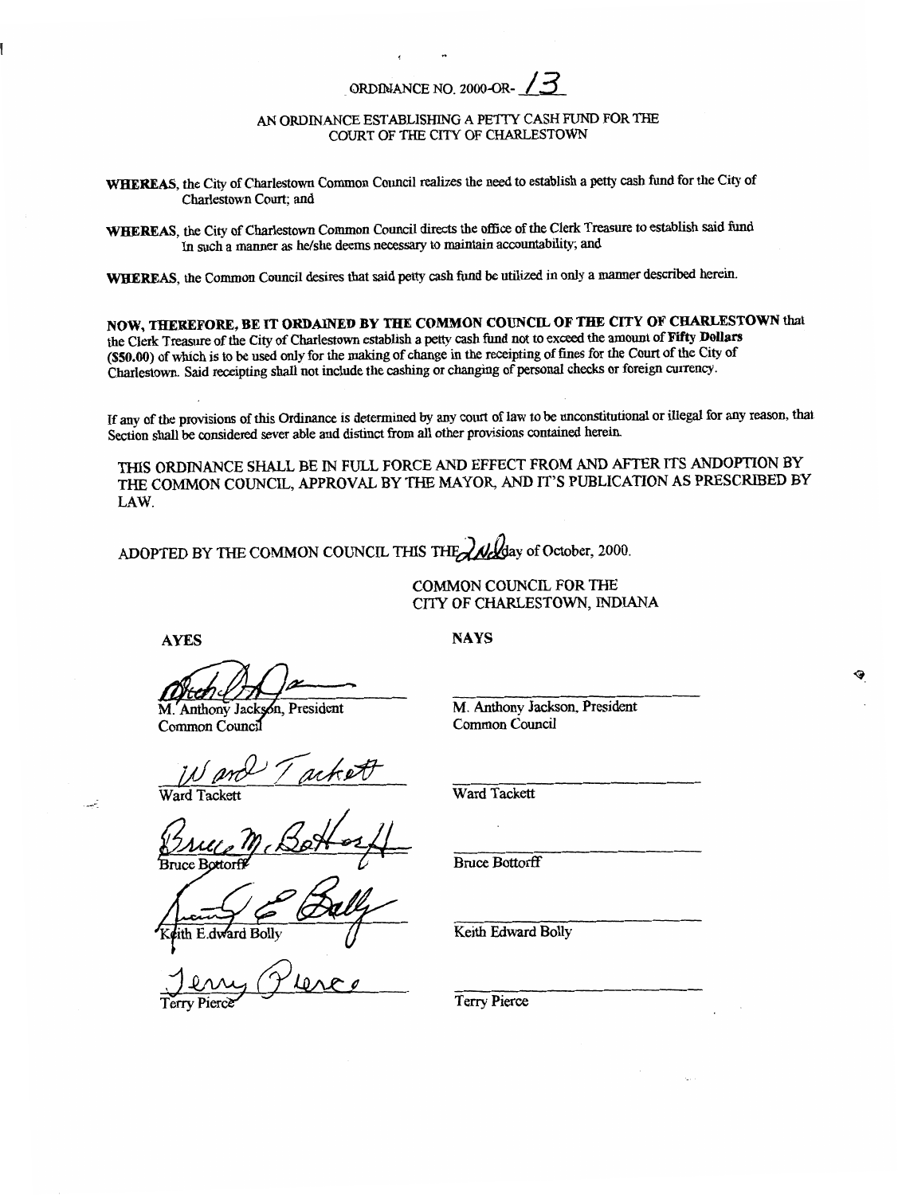# ORDINANCE NO. 2000-OR- 13

## AN ORDINANCE ESTABLISHING A PETTY CASH FUND FOR THE COURT OF THE CITY OF CHARLESTOWN

**WHEREAS**, the City of Charlestown Common Council realizes the need to establish a petty cash fund for the City of Charlestown Court; and

**WHEREAS**, the City of Charlestown Common Council directs the office of the Clerk Treasure to establish said fund In such a manner as he/she deems necessary to maintain accountability; and

**WHEREAS**, the Common Council desires that said petty cash fund be utilized in only a manner described herein.

**NOW, THEREFORE, BE IT ORDAINED BY THE COMMON COUNCIL OF THE CITY OF CHARLESTOWN** that the Clerk Treasure of the City of Charlestown establish a petty cash fund not to exceed the amount of **Fifty Dollars ($50.00)** of which is to be used only for the making of change in the receipting of fines for the Court of the City of Charlestown. Said receipting shall not include the cashing or changing of personal checks or foreign currency.

If any of the provisions of this Ordinance is determined by any court of law to be unconstitutional or illegal for any reason, that Section shall be considered sever able and distinct from all other provisions contained herein.

THIS ORDINANCE SHALL BE IN FULL FORCE AND EFFECT FROM AND AFTER ITS ANDOPTION BY THE COMMON COUNCIL, APPROVAL BY THE MAYOR, AND IT'S PUBLICATION AS PRESCRIBED BY LAW.

ADOPTED BY THE COMMON COUNCIL THIS THE 2nd day of October, 2000.

COMMON COUNCIL FOR THE
CITY OF CHARLESTOWN, INDIANA

| AYES | NAYS |
|---|---|
| M. Anthony Jackson, President, Common Council (signed) | M. Anthony Jackson, President, Common Council |
| Ward Tackett (signed) | Ward Tackett |
| Bruce Bottorff (signed) | Bruce Bottorff |
| Keith Edward Bolly (signed) | Keith Edward Bolly |
| Terry Pierce (signed) | Terry Pierce |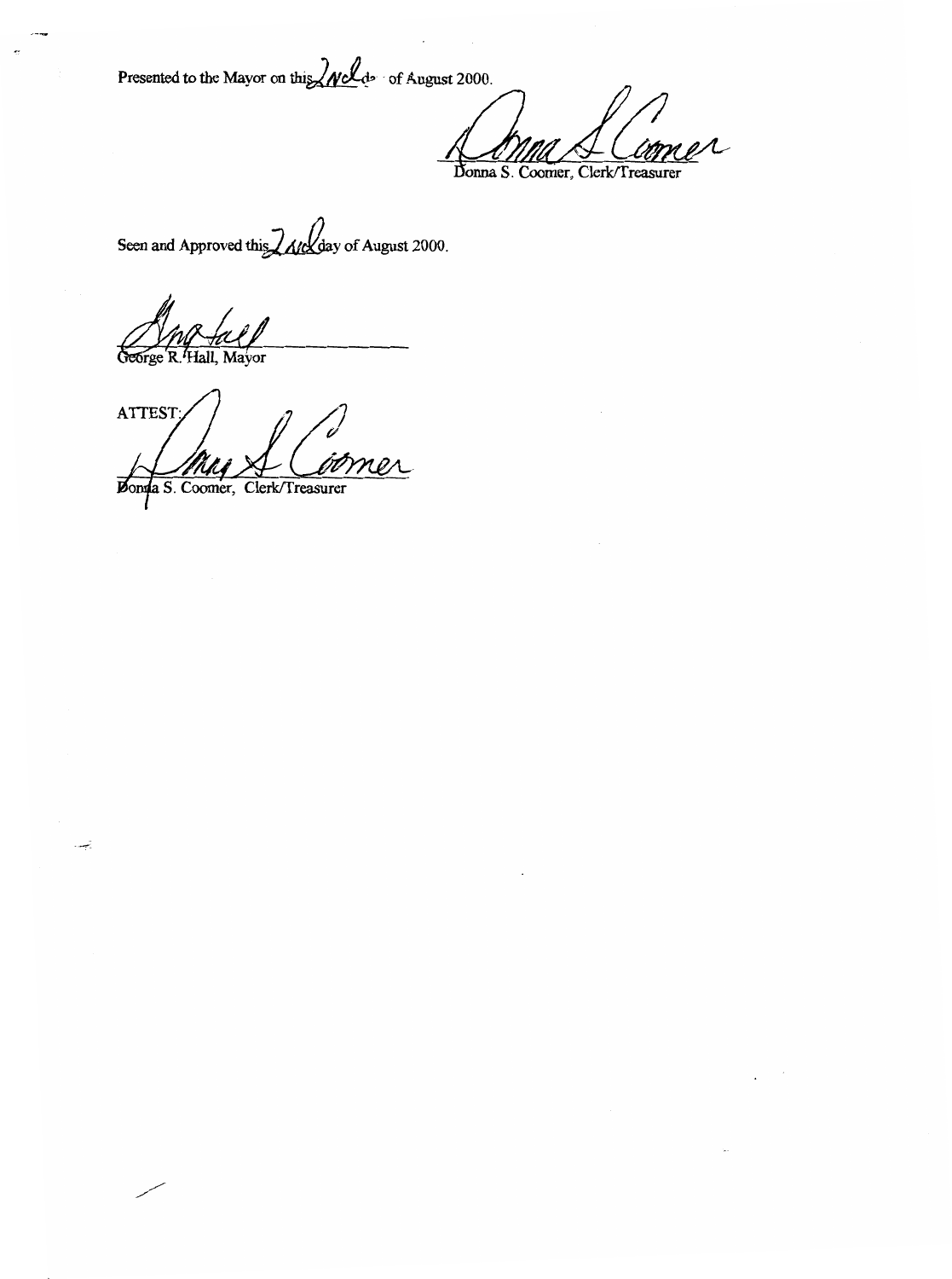Presented to the Mayor on this 2nd day of August 2000.

Donna S. Coomer, Clerk/Treasurer

Seen and Approved this 2nd day of August 2000.

George R. Hall, Mayor

ATTEST:

Donna S. Coomer, Clerk/Treasurer